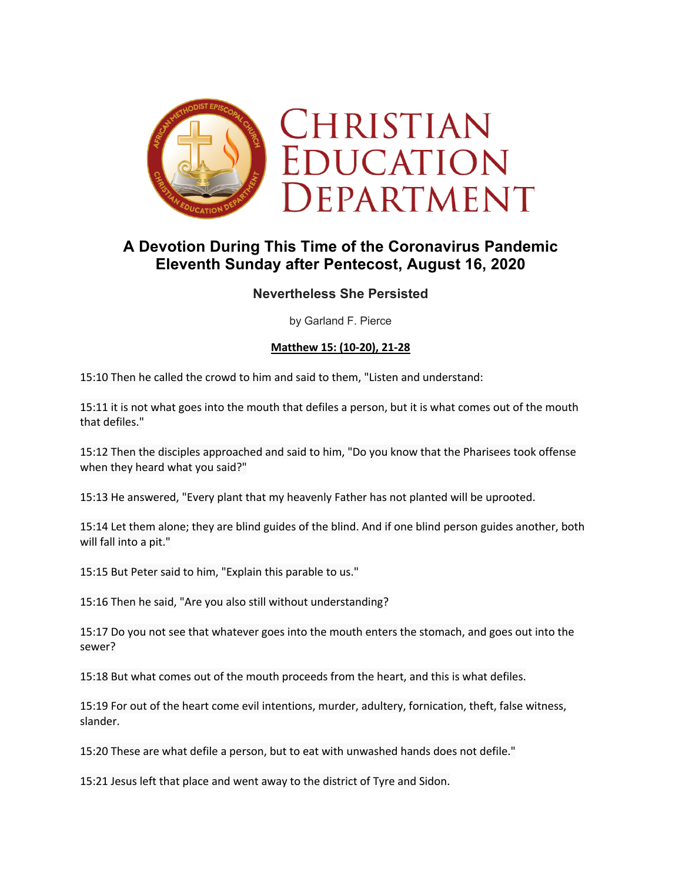# Christian Education Department

## A Devotion During This Time of the Coronavirus Pandemic
## Eleventh Sunday after Pentecost, August 16, 2020

### Nevertheless She Persisted

by Garland F. Pierce

**Matthew 15: (10-20), 21-28**

15:10 Then he called the crowd to him and said to them, "Listen and understand:

15:11 it is not what goes into the mouth that defiles a person, but it is what comes out of the mouth that defiles."

15:12 Then the disciples approached and said to him, "Do you know that the Pharisees took offense when they heard what you said?"

15:13 He answered, "Every plant that my heavenly Father has not planted will be uprooted.

15:14 Let them alone; they are blind guides of the blind. And if one blind person guides another, both will fall into a pit."

15:15 But Peter said to him, "Explain this parable to us."

15:16 Then he said, "Are you also still without understanding?

15:17 Do you not see that whatever goes into the mouth enters the stomach, and goes out into the sewer?

15:18 But what comes out of the mouth proceeds from the heart, and this is what defiles.

15:19 For out of the heart come evil intentions, murder, adultery, fornication, theft, false witness, slander.

15:20 These are what defile a person, but to eat with unwashed hands does not defile."

15:21 Jesus left that place and went away to the district of Tyre and Sidon.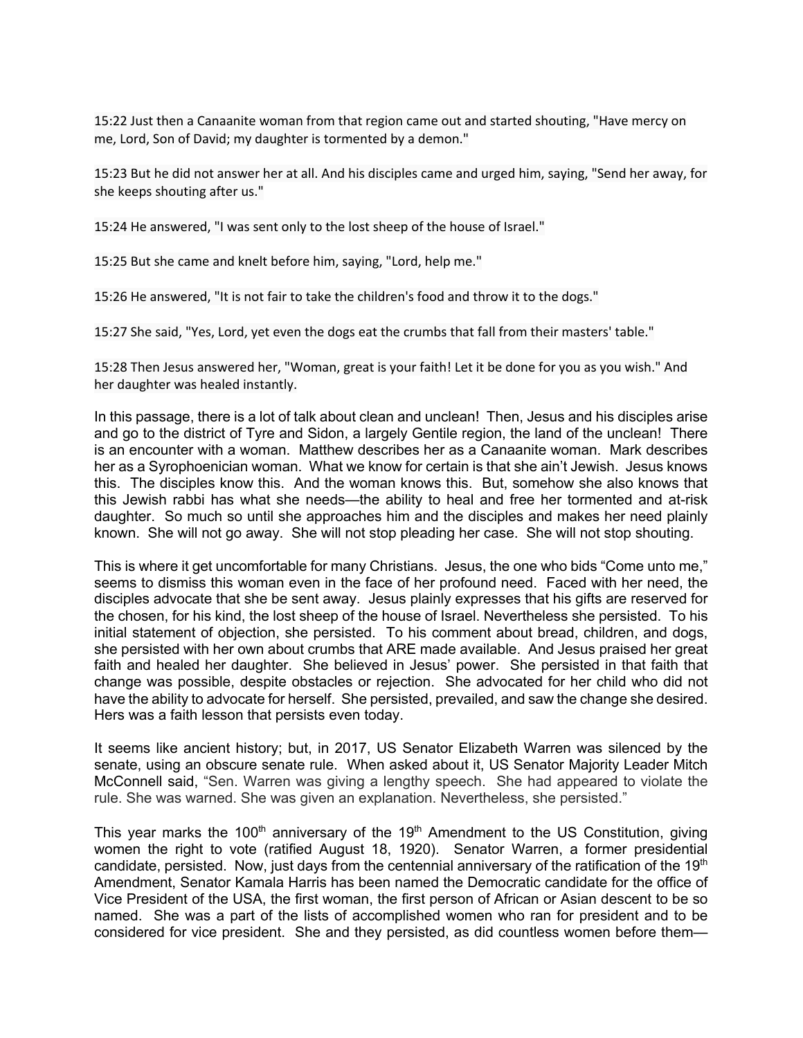15:22 Just then a Canaanite woman from that region came out and started shouting, "Have mercy on me, Lord, Son of David; my daughter is tormented by a demon."

15:23 But he did not answer her at all. And his disciples came and urged him, saying, "Send her away, for she keeps shouting after us."

15:24 He answered, "I was sent only to the lost sheep of the house of Israel."

15:25 But she came and knelt before him, saying, "Lord, help me."

15:26 He answered, "It is not fair to take the children's food and throw it to the dogs."

15:27 She said, "Yes, Lord, yet even the dogs eat the crumbs that fall from their masters' table."

15:28 Then Jesus answered her, "Woman, great is your faith! Let it be done for you as you wish." And her daughter was healed instantly.

In this passage, there is a lot of talk about clean and unclean! Then, Jesus and his disciples arise and go to the district of Tyre and Sidon, a largely Gentile region, the land of the unclean! There is an encounter with a woman. Matthew describes her as a Canaanite woman. Mark describes her as a Syrophoenician woman. What we know for certain is that she ain't Jewish. Jesus knows this. The disciples know this. And the woman knows this. But, somehow she also knows that this Jewish rabbi has what she needs—the ability to heal and free her tormented and at-risk daughter. So much so until she approaches him and the disciples and makes her need plainly known. She will not go away. She will not stop pleading her case. She will not stop shouting.

This is where it get uncomfortable for many Christians. Jesus, the one who bids "Come unto me," seems to dismiss this woman even in the face of her profound need. Faced with her need, the disciples advocate that she be sent away. Jesus plainly expresses that his gifts are reserved for the chosen, for his kind, the lost sheep of the house of Israel. Nevertheless she persisted. To his initial statement of objection, she persisted. To his comment about bread, children, and dogs, she persisted with her own about crumbs that ARE made available. And Jesus praised her great faith and healed her daughter. She believed in Jesus' power. She persisted in that faith that change was possible, despite obstacles or rejection. She advocated for her child who did not have the ability to advocate for herself. She persisted, prevailed, and saw the change she desired. Hers was a faith lesson that persists even today.

It seems like ancient history; but, in 2017, US Senator Elizabeth Warren was silenced by the senate, using an obscure senate rule. When asked about it, US Senator Majority Leader Mitch McConnell said, "Sen. Warren was giving a lengthy speech. She had appeared to violate the rule. She was warned. She was given an explanation. Nevertheless, she persisted."

This year marks the 100th anniversary of the 19th Amendment to the US Constitution, giving women the right to vote (ratified August 18, 1920). Senator Warren, a former presidential candidate, persisted. Now, just days from the centennial anniversary of the ratification of the 19th Amendment, Senator Kamala Harris has been named the Democratic candidate for the office of Vice President of the USA, the first woman, the first person of African or Asian descent to be so named. She was a part of the lists of accomplished women who ran for president and to be considered for vice president. She and they persisted, as did countless women before them—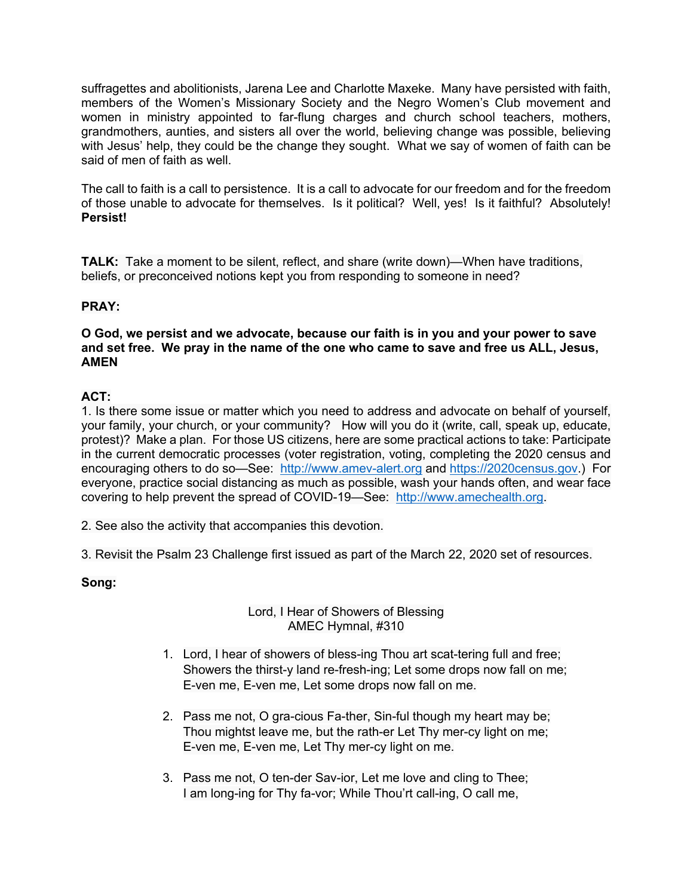suffragettes and abolitionists, Jarena Lee and Charlotte Maxeke. Many have persisted with faith, members of the Women's Missionary Society and the Negro Women's Club movement and women in ministry appointed to far-flung charges and church school teachers, mothers, grandmothers, aunties, and sisters all over the world, believing change was possible, believing with Jesus' help, they could be the change they sought. What we say of women of faith can be said of men of faith as well.

The call to faith is a call to persistence. It is a call to advocate for our freedom and for the freedom of those unable to advocate for themselves. Is it political? Well, yes! Is it faithful? Absolutely! **Persist!**

**TALK:** Take a moment to be silent, reflect, and share (write down)—When have traditions, beliefs, or preconceived notions kept you from responding to someone in need?

**PRAY:**

**O God, we persist and we advocate, because our faith is in you and your power to save and set free. We pray in the name of the one who came to save and free us ALL, Jesus, AMEN**

**ACT:**

1. Is there some issue or matter which you need to address and advocate on behalf of yourself, your family, your church, or your community? How will you do it (write, call, speak up, educate, protest)? Make a plan. For those US citizens, here are some practical actions to take: Participate in the current democratic processes (voter registration, voting, completing the 2020 census and encouraging others to do so—See: [http://www.amev-alert.org](http://www.amev-alert.org) and [https://2020census.gov](https://2020census.gov).) For everyone, practice social distancing as much as possible, wash your hands often, and wear face covering to help prevent the spread of COVID-19—See: [http://www.amechealth.org](http://www.amechealth.org).

2. See also the activity that accompanies this devotion.

3. Revisit the Psalm 23 Challenge first issued as part of the March 22, 2020 set of resources.

**Song:**

Lord, I Hear of Showers of Blessing
AMEC Hymnal, #310

1. Lord, I hear of showers of bless-ing Thou art scat-tering full and free;
   Showers the thirst-y land re-fresh-ing; Let some drops now fall on me;
   E-ven me, E-ven me, Let some drops now fall on me.

2. Pass me not, O gra-cious Fa-ther, Sin-ful though my heart may be;
   Thou mightst leave me, but the rath-er Let Thy mer-cy light on me;
   E-ven me, E-ven me, Let Thy mer-cy light on me.

3. Pass me not, O ten-der Sav-ior, Let me love and cling to Thee;
   I am long-ing for Thy fa-vor; While Thou'rt call-ing, O call me,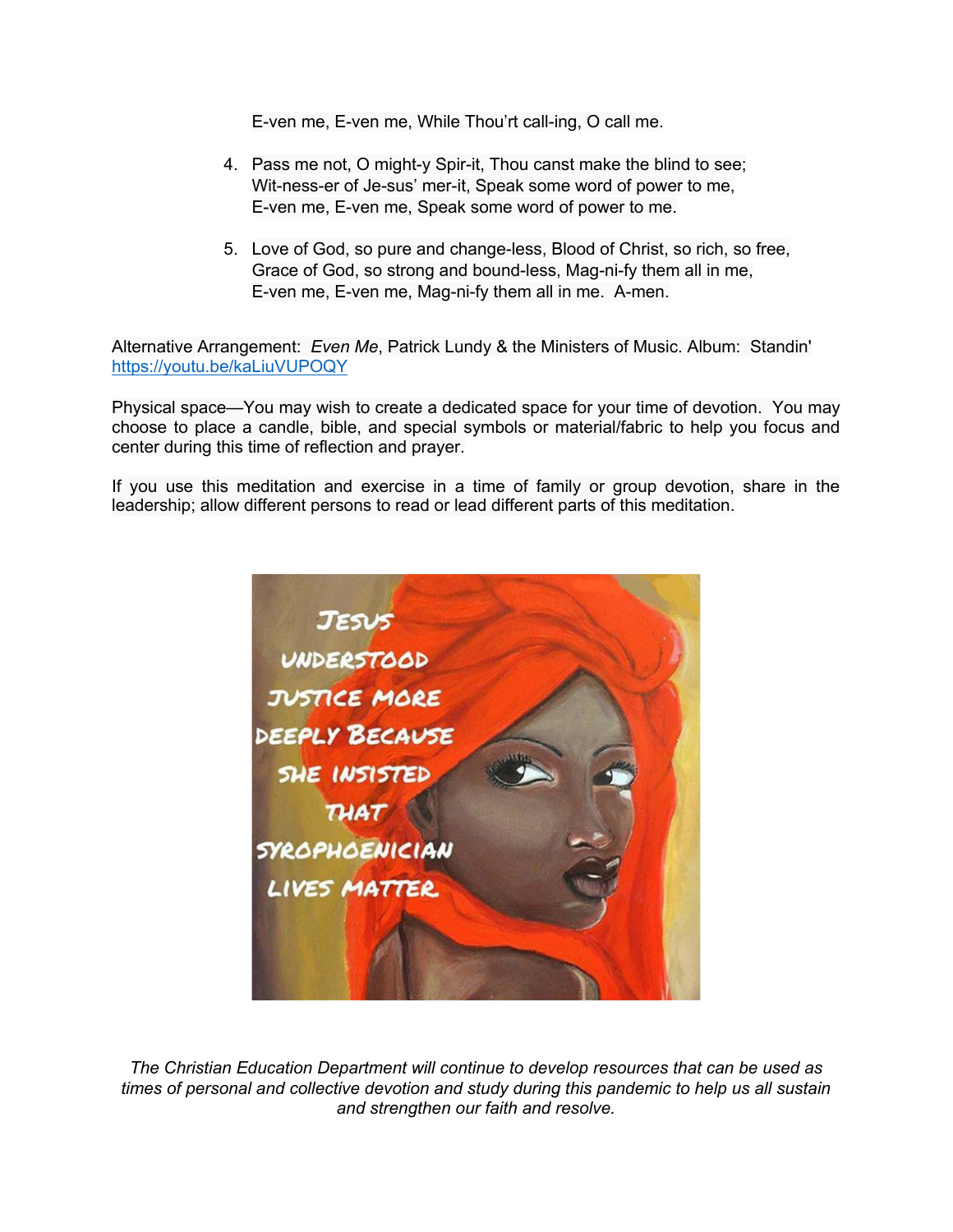E-ven me, E-ven me, While Thou'rt call-ing, O call me.

4. Pass me not, O might-y Spir-it, Thou canst make the blind to see;
   Wit-ness-er of Je-sus' mer-it, Speak some word of power to me,
   E-ven me, E-ven me, Speak some word of power to me.

5. Love of God, so pure and change-less, Blood of Christ, so rich, so free,
   Grace of God, so strong and bound-less, Mag-ni-fy them all in me,
   E-ven me, E-ven me, Mag-ni-fy them all in me. A-men.

Alternative Arrangement: *Even Me*, Patrick Lundy & the Ministers of Music. Album: Standin'
https://youtu.be/kaLiuVUPOQY

Physical space—You may wish to create a dedicated space for your time of devotion. You may choose to place a candle, bible, and special symbols or material/fabric to help you focus and center during this time of reflection and prayer.

If you use this meditation and exercise in a time of family or group devotion, share in the leadership; allow different persons to read or lead different parts of this meditation.

*The Christian Education Department will continue to develop resources that can be used as times of personal and collective devotion and study during this pandemic to help us all sustain and strengthen our faith and resolve.*